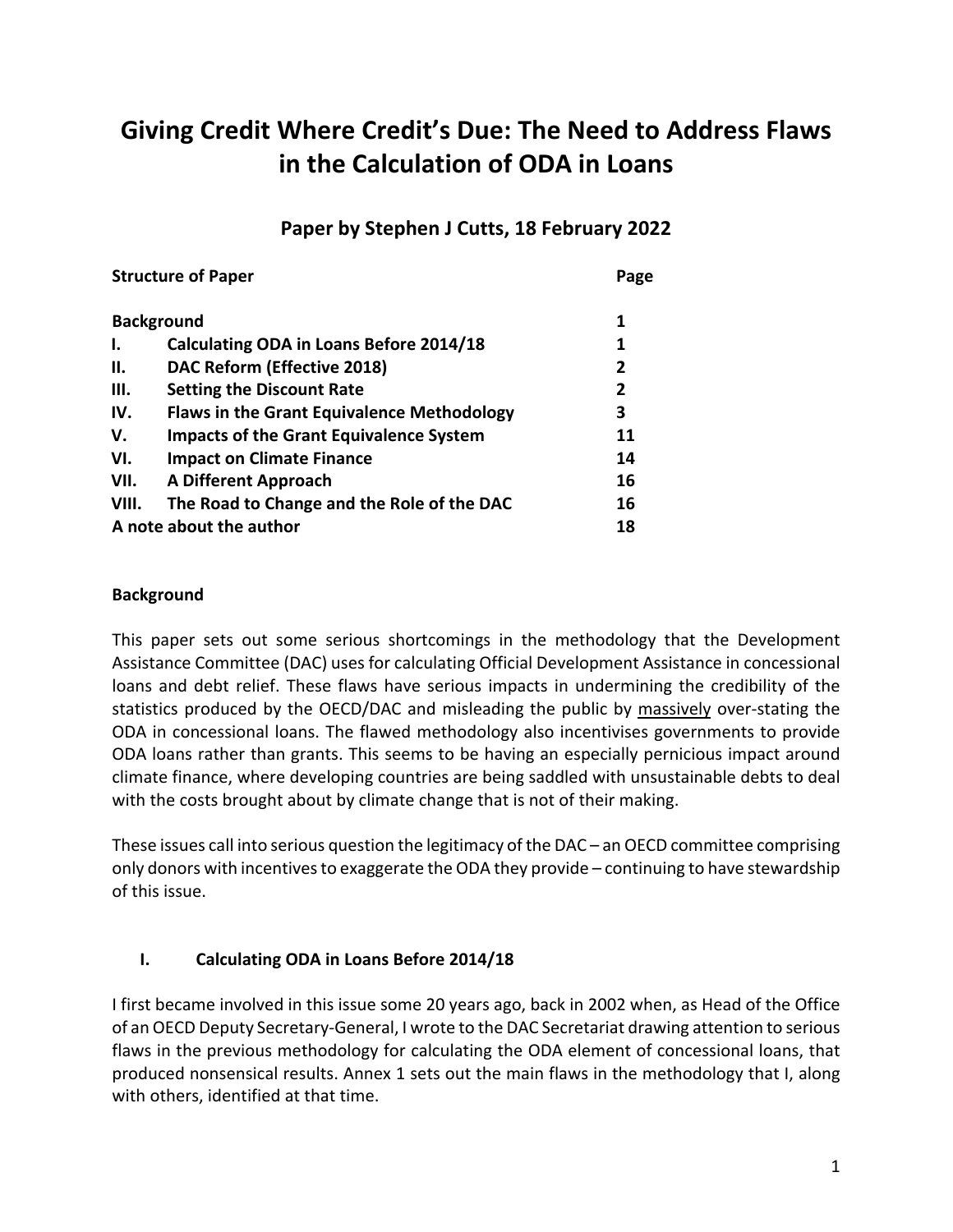# Giving Credit Where Credit's Due: The Need to Address Flaws in the Calculation of ODA in Loans

## Paper by Stephen J Cutts, 18 February 2022

| **Structure of Paper** | | **Page** |
|---|---|---|
| **Background** | | **1** |
| **I.** | **Calculating ODA in Loans Before 2014/18** | **1** |
| **II.** | **DAC Reform (Effective 2018)** | **2** |
| **III.** | **Setting the Discount Rate** | **2** |
| **IV.** | **Flaws in the Grant Equivalence Methodology** | **3** |
| **V.** | **Impacts of the Grant Equivalence System** | **11** |
| **VI.** | **Impact on Climate Finance** | **14** |
| **VII.** | **A Different Approach** | **16** |
| **VIII.** | **The Road to Change and the Role of the DAC** | **16** |
| **A note about the author** | | **18** |

### Background

This paper sets out some serious shortcomings in the methodology that the Development Assistance Committee (DAC) uses for calculating Official Development Assistance in concessional loans and debt relief. These flaws have serious impacts in undermining the credibility of the statistics produced by the OECD/DAC and misleading the public by massively over-stating the ODA in concessional loans. The flawed methodology also incentivises governments to provide ODA loans rather than grants. This seems to be having an especially pernicious impact around climate finance, where developing countries are being saddled with unsustainable debts to deal with the costs brought about by climate change that is not of their making.

These issues call into serious question the legitimacy of the DAC – an OECD committee comprising only donors with incentives to exaggerate the ODA they provide – continuing to have stewardship of this issue.

### I. Calculating ODA in Loans Before 2014/18

I first became involved in this issue some 20 years ago, back in 2002 when, as Head of the Office of an OECD Deputy Secretary-General, I wrote to the DAC Secretariat drawing attention to serious flaws in the previous methodology for calculating the ODA element of concessional loans, that produced nonsensical results. Annex 1 sets out the main flaws in the methodology that I, along with others, identified at that time.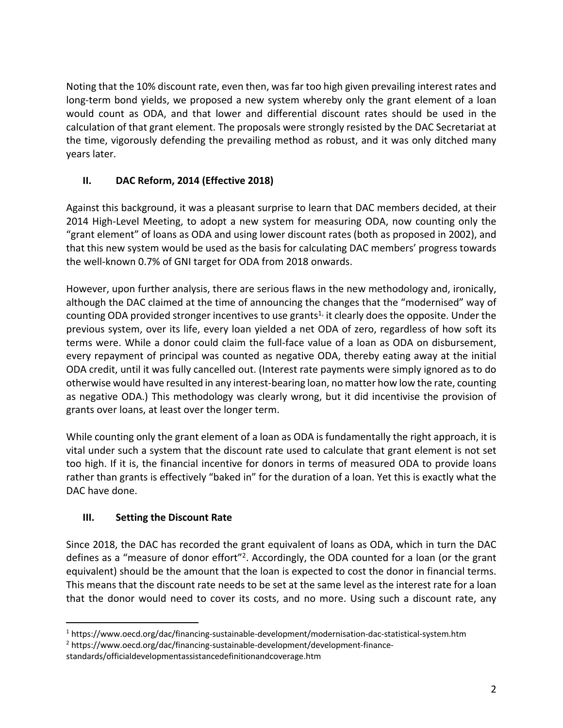Noting that the 10% discount rate, even then, was far too high given prevailing interest rates and long-term bond yields, we proposed a new system whereby only the grant element of a loan would count as ODA, and that lower and differential discount rates should be used in the calculation of that grant element. The proposals were strongly resisted by the DAC Secretariat at the time, vigorously defending the prevailing method as robust, and it was only ditched many years later.

## II. DAC Reform, 2014 (Effective 2018)

Against this background, it was a pleasant surprise to learn that DAC members decided, at their 2014 High-Level Meeting, to adopt a new system for measuring ODA, now counting only the "grant element" of loans as ODA and using lower discount rates (both as proposed in 2002), and that this new system would be used as the basis for calculating DAC members' progress towards the well-known 0.7% of GNI target for ODA from 2018 onwards.

However, upon further analysis, there are serious flaws in the new methodology and, ironically, although the DAC claimed at the time of announcing the changes that the "modernised" way of counting ODA provided stronger incentives to use grants[1], it clearly does the opposite. Under the previous system, over its life, every loan yielded a net ODA of zero, regardless of how soft its terms were. While a donor could claim the full-face value of a loan as ODA on disbursement, every repayment of principal was counted as negative ODA, thereby eating away at the initial ODA credit, until it was fully cancelled out. (Interest rate payments were simply ignored as to do otherwise would have resulted in any interest-bearing loan, no matter how low the rate, counting as negative ODA.) This methodology was clearly wrong, but it did incentivise the provision of grants over loans, at least over the longer term.

While counting only the grant element of a loan as ODA is fundamentally the right approach, it is vital under such a system that the discount rate used to calculate that grant element is not set too high. If it is, the financial incentive for donors in terms of measured ODA to provide loans rather than grants is effectively "baked in" for the duration of a loan. Yet this is exactly what the DAC have done.

## III. Setting the Discount Rate

Since 2018, the DAC has recorded the grant equivalent of loans as ODA, which in turn the DAC defines as a "measure of donor effort"[2]. Accordingly, the ODA counted for a loan (or the grant equivalent) should be the amount that the loan is expected to cost the donor in financial terms. This means that the discount rate needs to be set at the same level as the interest rate for a loan that the donor would need to cover its costs, and no more. Using such a discount rate, any

---

[1] https://www.oecd.org/dac/financing-sustainable-development/modernisation-dac-statistical-system.htm

[2] https://www.oecd.org/dac/financing-sustainable-development/development-finance-standards/officialdevelopmentassistancedefinitionandcoverage.htm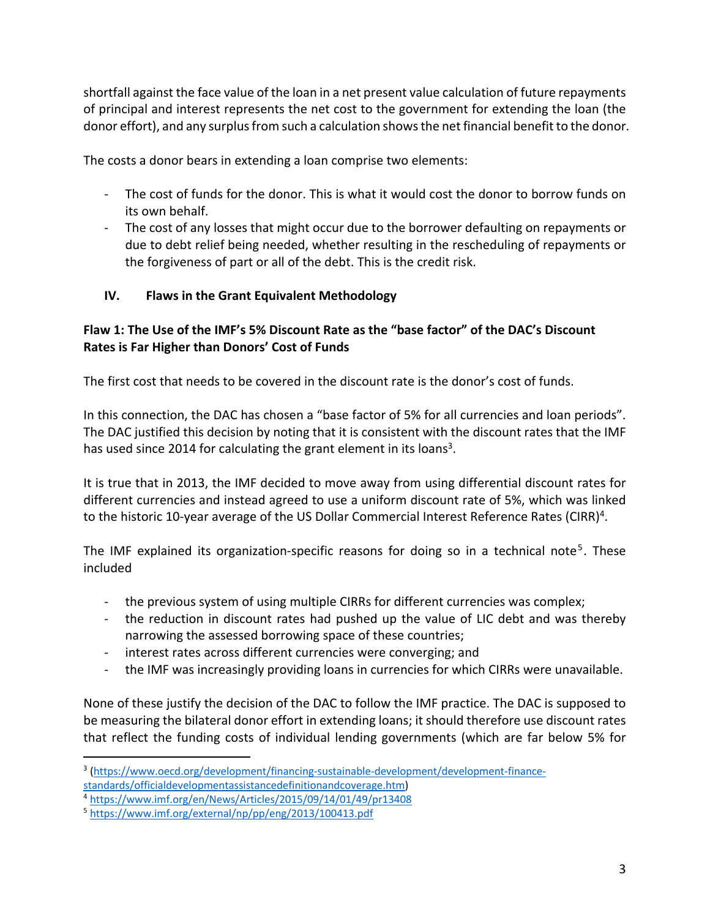shortfall against the face value of the loan in a net present value calculation of future repayments of principal and interest represents the net cost to the government for extending the loan (the donor effort), and any surplus from such a calculation shows the net financial benefit to the donor.

The costs a donor bears in extending a loan comprise two elements:

- The cost of funds for the donor. This is what it would cost the donor to borrow funds on its own behalf.
- The cost of any losses that might occur due to the borrower defaulting on repayments or due to debt relief being needed, whether resulting in the rescheduling of repayments or the forgiveness of part or all of the debt. This is the credit risk.

## IV. Flaws in the Grant Equivalent Methodology

### Flaw 1: The Use of the IMF's 5% Discount Rate as the "base factor" of the DAC's Discount Rates is Far Higher than Donors' Cost of Funds

The first cost that needs to be covered in the discount rate is the donor's cost of funds.

In this connection, the DAC has chosen a "base factor of 5% for all currencies and loan periods". The DAC justified this decision by noting that it is consistent with the discount rates that the IMF has used since 2014 for calculating the grant element in its loans[3].

It is true that in 2013, the IMF decided to move away from using differential discount rates for different currencies and instead agreed to use a uniform discount rate of 5%, which was linked to the historic 10-year average of the US Dollar Commercial Interest Reference Rates (CIRR)[4].

The IMF explained its organization-specific reasons for doing so in a technical note[5]. These included

- the previous system of using multiple CIRRs for different currencies was complex;
- the reduction in discount rates had pushed up the value of LIC debt and was thereby narrowing the assessed borrowing space of these countries;
- interest rates across different currencies were converging; and
- the IMF was increasingly providing loans in currencies for which CIRRs were unavailable.

None of these justify the decision of the DAC to follow the IMF practice. The DAC is supposed to be measuring the bilateral donor effort in extending loans; it should therefore use discount rates that reflect the funding costs of individual lending governments (which are far below 5% for

---

[3] (https://www.oecd.org/development/financing-sustainable-development/development-finance-standards/officialdevelopmentassistancedefinitionandcoverage.htm)

[4] https://www.imf.org/en/News/Articles/2015/09/14/01/49/pr13408

[5] https://www.imf.org/external/np/pp/eng/2013/100413.pdf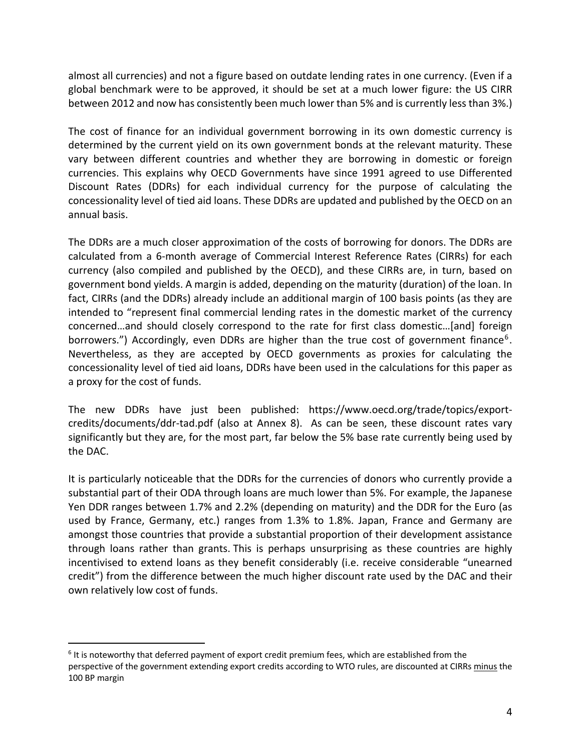almost all currencies) and not a figure based on outdate lending rates in one currency. (Even if a global benchmark were to be approved, it should be set at a much lower figure: the US CIRR between 2012 and now has consistently been much lower than 5% and is currently less than 3%.)

The cost of finance for an individual government borrowing in its own domestic currency is determined by the current yield on its own government bonds at the relevant maturity. These vary between different countries and whether they are borrowing in domestic or foreign currencies. This explains why OECD Governments have since 1991 agreed to use Differented Discount Rates (DDRs) for each individual currency for the purpose of calculating the concessionality level of tied aid loans. These DDRs are updated and published by the OECD on an annual basis.

The DDRs are a much closer approximation of the costs of borrowing for donors. The DDRs are calculated from a 6-month average of Commercial Interest Reference Rates (CIRRs) for each currency (also compiled and published by the OECD), and these CIRRs are, in turn, based on government bond yields. A margin is added, depending on the maturity (duration) of the loan. In fact, CIRRs (and the DDRs) already include an additional margin of 100 basis points (as they are intended to "represent final commercial lending rates in the domestic market of the currency concerned…and should closely correspond to the rate for first class domestic…[and] foreign borrowers.") Accordingly, even DDRs are higher than the true cost of government finance[6]. Nevertheless, as they are accepted by OECD governments as proxies for calculating the concessionality level of tied aid loans, DDRs have been used in the calculations for this paper as a proxy for the cost of funds.

The new DDRs have just been published: https://www.oecd.org/trade/topics/export-credits/documents/ddr-tad.pdf (also at Annex 8). As can be seen, these discount rates vary significantly but they are, for the most part, far below the 5% base rate currently being used by the DAC.

It is particularly noticeable that the DDRs for the currencies of donors who currently provide a substantial part of their ODA through loans are much lower than 5%. For example, the Japanese Yen DDR ranges between 1.7% and 2.2% (depending on maturity) and the DDR for the Euro (as used by France, Germany, etc.) ranges from 1.3% to 1.8%. Japan, France and Germany are amongst those countries that provide a substantial proportion of their development assistance through loans rather than grants. This is perhaps unsurprising as these countries are highly incentivised to extend loans as they benefit considerably (i.e. receive considerable "unearned credit") from the difference between the much higher discount rate used by the DAC and their own relatively low cost of funds.

---

[6] It is noteworthy that deferred payment of export credit premium fees, which are established from the perspective of the government extending export credits according to WTO rules, are discounted at CIRRs minus the 100 BP margin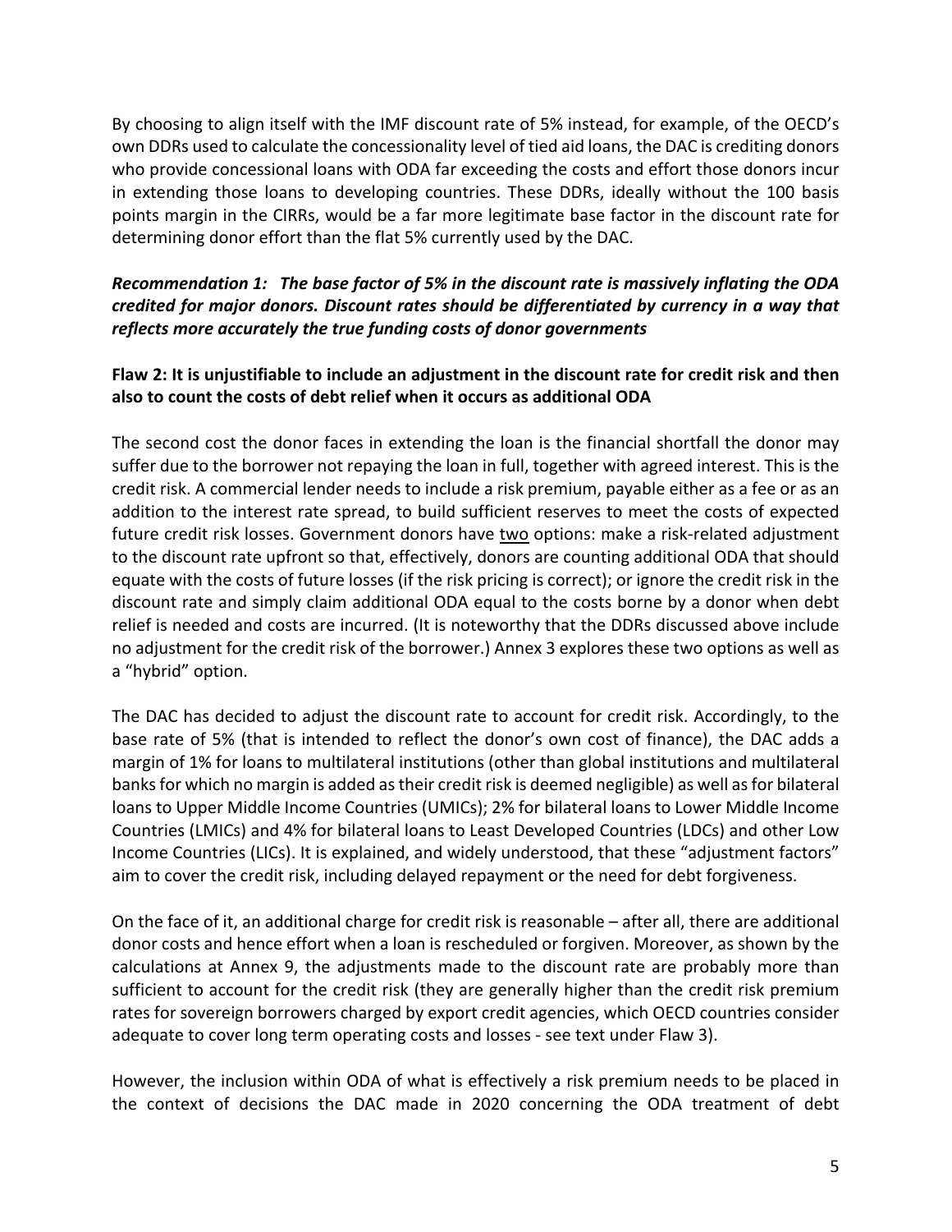By choosing to align itself with the IMF discount rate of 5% instead, for example, of the OECD's own DDRs used to calculate the concessionality level of tied aid loans, the DAC is crediting donors who provide concessional loans with ODA far exceeding the costs and effort those donors incur in extending those loans to developing countries. These DDRs, ideally without the 100 basis points margin in the CIRRs, would be a far more legitimate base factor in the discount rate for determining donor effort than the flat 5% currently used by the DAC.

***Recommendation 1: The base factor of 5% in the discount rate is massively inflating the ODA credited for major donors. Discount rates should be differentiated by currency in a way that reflects more accurately the true funding costs of donor governments***

**Flaw 2: It is unjustifiable to include an adjustment in the discount rate for credit risk and then also to count the costs of debt relief when it occurs as additional ODA**

The second cost the donor faces in extending the loan is the financial shortfall the donor may suffer due to the borrower not repaying the loan in full, together with agreed interest. This is the credit risk. A commercial lender needs to include a risk premium, payable either as a fee or as an addition to the interest rate spread, to build sufficient reserves to meet the costs of expected future credit risk losses. Government donors have two options: make a risk-related adjustment to the discount rate upfront so that, effectively, donors are counting additional ODA that should equate with the costs of future losses (if the risk pricing is correct); or ignore the credit risk in the discount rate and simply claim additional ODA equal to the costs borne by a donor when debt relief is needed and costs are incurred. (It is noteworthy that the DDRs discussed above include no adjustment for the credit risk of the borrower.) Annex 3 explores these two options as well as a "hybrid" option.

The DAC has decided to adjust the discount rate to account for credit risk. Accordingly, to the base rate of 5% (that is intended to reflect the donor's own cost of finance), the DAC adds a margin of 1% for loans to multilateral institutions (other than global institutions and multilateral banks for which no margin is added as their credit risk is deemed negligible) as well as for bilateral loans to Upper Middle Income Countries (UMICs); 2% for bilateral loans to Lower Middle Income Countries (LMICs) and 4% for bilateral loans to Least Developed Countries (LDCs) and other Low Income Countries (LICs). It is explained, and widely understood, that these "adjustment factors" aim to cover the credit risk, including delayed repayment or the need for debt forgiveness.

On the face of it, an additional charge for credit risk is reasonable – after all, there are additional donor costs and hence effort when a loan is rescheduled or forgiven. Moreover, as shown by the calculations at Annex 9, the adjustments made to the discount rate are probably more than sufficient to account for the credit risk (they are generally higher than the credit risk premium rates for sovereign borrowers charged by export credit agencies, which OECD countries consider adequate to cover long term operating costs and losses - see text under Flaw 3).

However, the inclusion within ODA of what is effectively a risk premium needs to be placed in the context of decisions the DAC made in 2020 concerning the ODA treatment of debt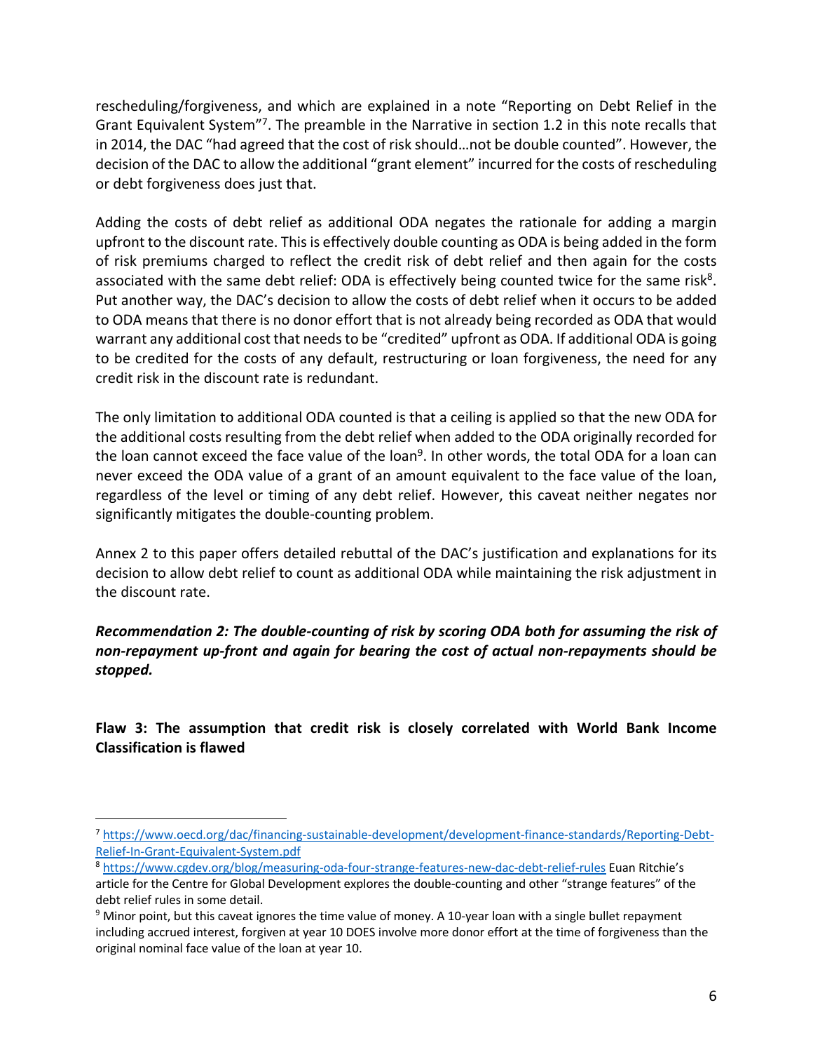rescheduling/forgiveness, and which are explained in a note "Reporting on Debt Relief in the Grant Equivalent System"[7]. The preamble in the Narrative in section 1.2 in this note recalls that in 2014, the DAC "had agreed that the cost of risk should…not be double counted". However, the decision of the DAC to allow the additional "grant element" incurred for the costs of rescheduling or debt forgiveness does just that.

Adding the costs of debt relief as additional ODA negates the rationale for adding a margin upfront to the discount rate. This is effectively double counting as ODA is being added in the form of risk premiums charged to reflect the credit risk of debt relief and then again for the costs associated with the same debt relief: ODA is effectively being counted twice for the same risk[8]. Put another way, the DAC's decision to allow the costs of debt relief when it occurs to be added to ODA means that there is no donor effort that is not already being recorded as ODA that would warrant any additional cost that needs to be "credited" upfront as ODA. If additional ODA is going to be credited for the costs of any default, restructuring or loan forgiveness, the need for any credit risk in the discount rate is redundant.

The only limitation to additional ODA counted is that a ceiling is applied so that the new ODA for the additional costs resulting from the debt relief when added to the ODA originally recorded for the loan cannot exceed the face value of the loan[9]. In other words, the total ODA for a loan can never exceed the ODA value of a grant of an amount equivalent to the face value of the loan, regardless of the level or timing of any debt relief. However, this caveat neither negates nor significantly mitigates the double-counting problem.

Annex 2 to this paper offers detailed rebuttal of the DAC's justification and explanations for its decision to allow debt relief to count as additional ODA while maintaining the risk adjustment in the discount rate.

***Recommendation 2: The double-counting of risk by scoring ODA both for assuming the risk of non-repayment up-front and again for bearing the cost of actual non-repayments should be stopped.***

**Flaw 3: The assumption that credit risk is closely correlated with World Bank Income Classification is flawed**

---

[7] https://www.oecd.org/dac/financing-sustainable-development/development-finance-standards/Reporting-Debt-Relief-In-Grant-Equivalent-System.pdf

[8] https://www.cgdev.org/blog/measuring-oda-four-strange-features-new-dac-debt-relief-rules Euan Ritchie's article for the Centre for Global Development explores the double-counting and other "strange features" of the debt relief rules in some detail.

[9] Minor point, but this caveat ignores the time value of money. A 10-year loan with a single bullet repayment including accrued interest, forgiven at year 10 DOES involve more donor effort at the time of forgiveness than the original nominal face value of the loan at year 10.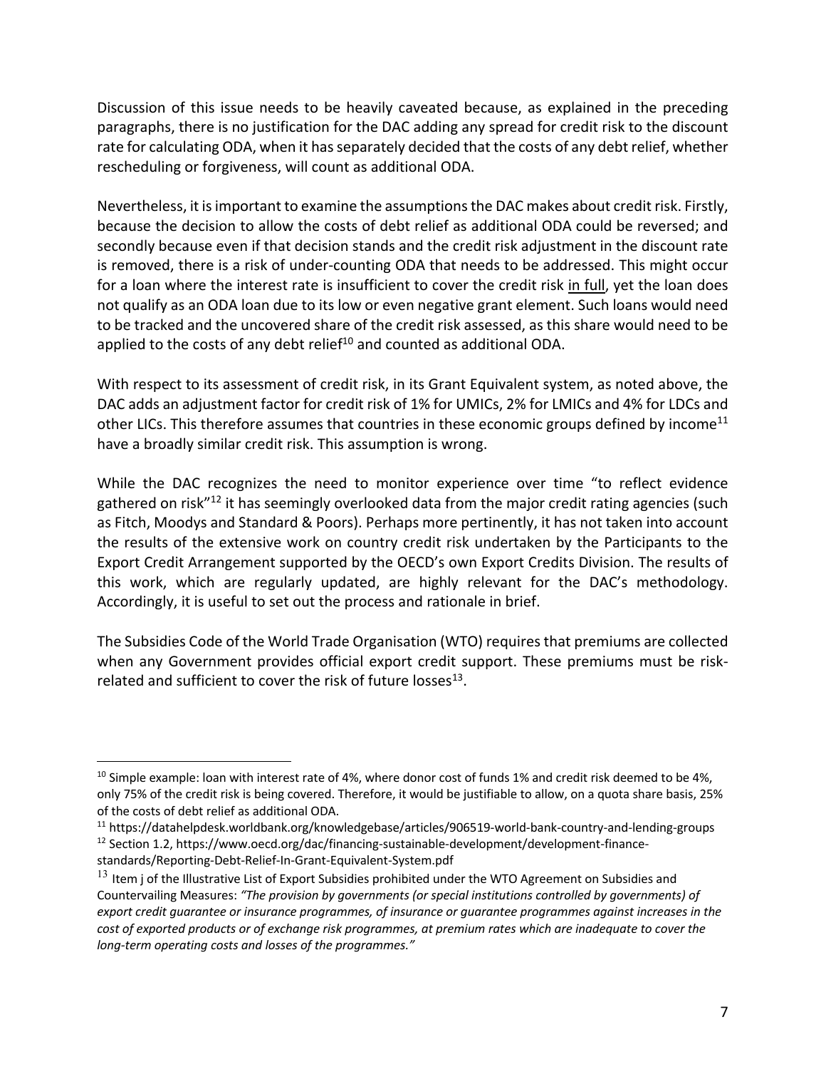Discussion of this issue needs to be heavily caveated because, as explained in the preceding paragraphs, there is no justification for the DAC adding any spread for credit risk to the discount rate for calculating ODA, when it has separately decided that the costs of any debt relief, whether rescheduling or forgiveness, will count as additional ODA.

Nevertheless, it is important to examine the assumptions the DAC makes about credit risk. Firstly, because the decision to allow the costs of debt relief as additional ODA could be reversed; and secondly because even if that decision stands and the credit risk adjustment in the discount rate is removed, there is a risk of under-counting ODA that needs to be addressed. This might occur for a loan where the interest rate is insufficient to cover the credit risk <u>in full</u>, yet the loan does not qualify as an ODA loan due to its low or even negative grant element. Such loans would need to be tracked and the uncovered share of the credit risk assessed, as this share would need to be applied to the costs of any debt relief[10] and counted as additional ODA.

With respect to its assessment of credit risk, in its Grant Equivalent system, as noted above, the DAC adds an adjustment factor for credit risk of 1% for UMICs, 2% for LMICs and 4% for LDCs and other LICs. This therefore assumes that countries in these economic groups defined by income[11] have a broadly similar credit risk. This assumption is wrong.

While the DAC recognizes the need to monitor experience over time "to reflect evidence gathered on risk"[12] it has seemingly overlooked data from the major credit rating agencies (such as Fitch, Moodys and Standard & Poors). Perhaps more pertinently, it has not taken into account the results of the extensive work on country credit risk undertaken by the Participants to the Export Credit Arrangement supported by the OECD's own Export Credits Division. The results of this work, which are regularly updated, are highly relevant for the DAC's methodology. Accordingly, it is useful to set out the process and rationale in brief.

The Subsidies Code of the World Trade Organisation (WTO) requires that premiums are collected when any Government provides official export credit support. These premiums must be risk-related and sufficient to cover the risk of future losses[13].

---

[10] Simple example: loan with interest rate of 4%, where donor cost of funds 1% and credit risk deemed to be 4%, only 75% of the credit risk is being covered. Therefore, it would be justifiable to allow, on a quota share basis, 25% of the costs of debt relief as additional ODA.

[11] https://datahelpdesk.worldbank.org/knowledgebase/articles/906519-world-bank-country-and-lending-groups

[12] Section 1.2, https://www.oecd.org/dac/financing-sustainable-development/development-finance-standards/Reporting-Debt-Relief-In-Grant-Equivalent-System.pdf

[13] Item j of the Illustrative List of Export Subsidies prohibited under the WTO Agreement on Subsidies and Countervailing Measures: *"The provision by governments (or special institutions controlled by governments) of export credit guarantee or insurance programmes, of insurance or guarantee programmes against increases in the cost of exported products or of exchange risk programmes, at premium rates which are inadequate to cover the long-term operating costs and losses of the programmes."*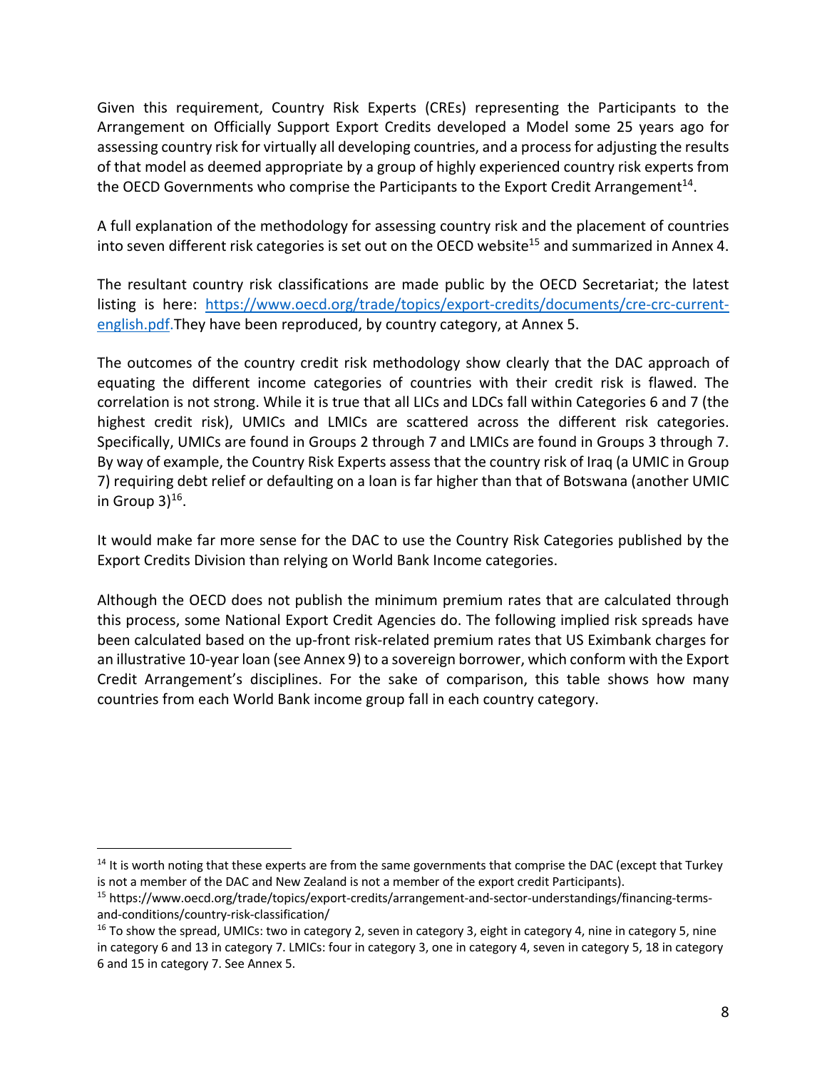Given this requirement, Country Risk Experts (CREs) representing the Participants to the Arrangement on Officially Support Export Credits developed a Model some 25 years ago for assessing country risk for virtually all developing countries, and a process for adjusting the results of that model as deemed appropriate by a group of highly experienced country risk experts from the OECD Governments who comprise the Participants to the Export Credit Arrangement[14].

A full explanation of the methodology for assessing country risk and the placement of countries into seven different risk categories is set out on the OECD website[15] and summarized in Annex 4.

The resultant country risk classifications are made public by the OECD Secretariat; the latest listing is here: [https://www.oecd.org/trade/topics/export-credits/documents/cre-crc-current-english.pdf](https://www.oecd.org/trade/topics/export-credits/documents/cre-crc-current-english.pdf).They have been reproduced, by country category, at Annex 5.

The outcomes of the country credit risk methodology show clearly that the DAC approach of equating the different income categories of countries with their credit risk is flawed. The correlation is not strong. While it is true that all LICs and LDCs fall within Categories 6 and 7 (the highest credit risk), UMICs and LMICs are scattered across the different risk categories. Specifically, UMICs are found in Groups 2 through 7 and LMICs are found in Groups 3 through 7. By way of example, the Country Risk Experts assess that the country risk of Iraq (a UMIC in Group 7) requiring debt relief or defaulting on a loan is far higher than that of Botswana (another UMIC in Group 3)[16].

It would make far more sense for the DAC to use the Country Risk Categories published by the Export Credits Division than relying on World Bank Income categories.

Although the OECD does not publish the minimum premium rates that are calculated through this process, some National Export Credit Agencies do. The following implied risk spreads have been calculated based on the up-front risk-related premium rates that US Eximbank charges for an illustrative 10-year loan (see Annex 9) to a sovereign borrower, which conform with the Export Credit Arrangement's disciplines. For the sake of comparison, this table shows how many countries from each World Bank income group fall in each country category.

---

[14] It is worth noting that these experts are from the same governments that comprise the DAC (except that Turkey is not a member of the DAC and New Zealand is not a member of the export credit Participants).

[15] https://www.oecd.org/trade/topics/export-credits/arrangement-and-sector-understandings/financing-terms-and-conditions/country-risk-classification/

[16] To show the spread, UMICs: two in category 2, seven in category 3, eight in category 4, nine in category 5, nine in category 6 and 13 in category 7. LMICs: four in category 3, one in category 4, seven in category 5, 18 in category 6 and 15 in category 7. See Annex 5.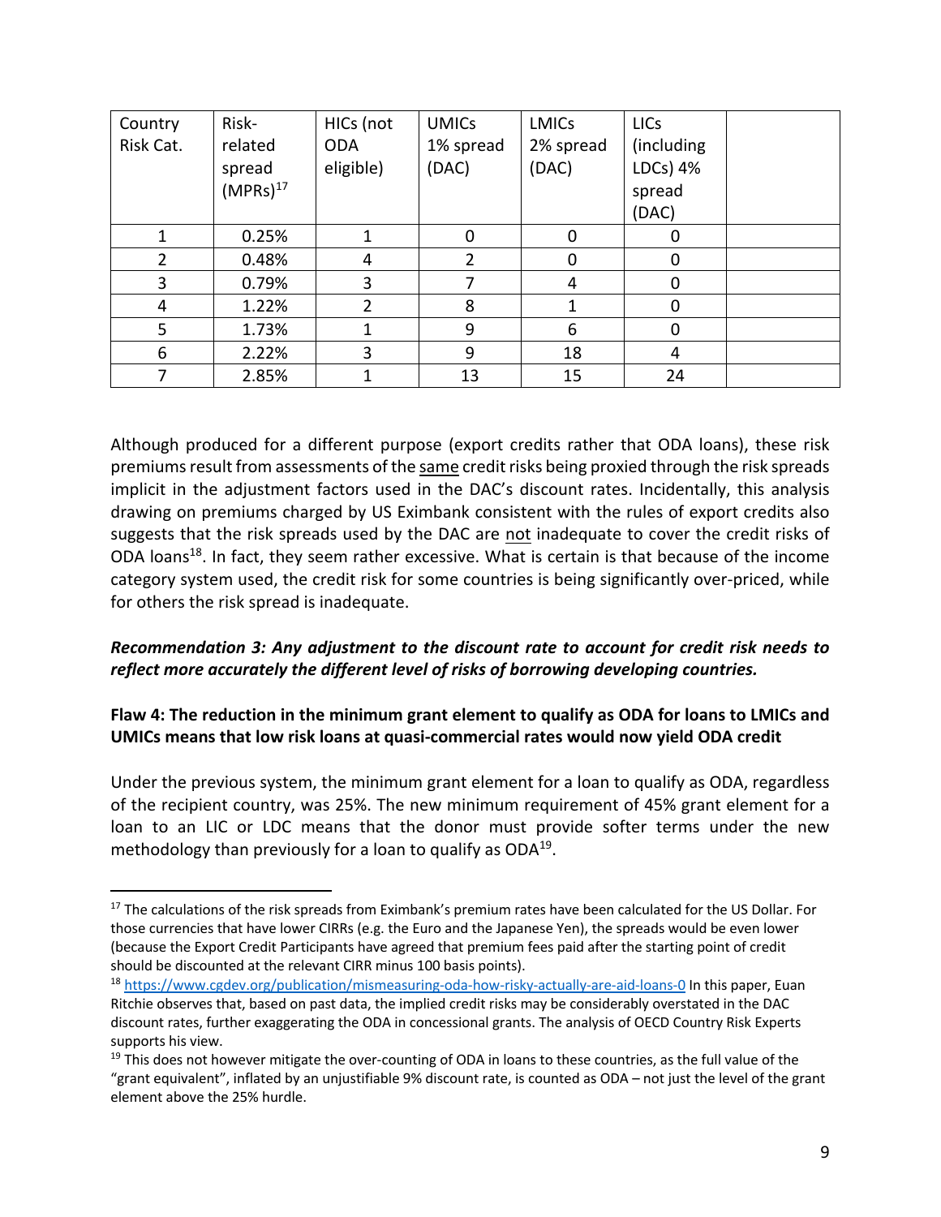| Country Risk Cat. | Risk-related spread (MPRs)[17] | HICs (not ODA eligible) | UMICs 1% spread (DAC) | LMICs 2% spread (DAC) | LICs (including LDCs) 4% spread (DAC) | |
|---|---|---|---|---|---|---|
| 1 | 0.25% | 1 | 0 | 0 | 0 | |
| 2 | 0.48% | 4 | 2 | 0 | 0 | |
| 3 | 0.79% | 3 | 7 | 4 | 0 | |
| 4 | 1.22% | 2 | 8 | 1 | 0 | |
| 5 | 1.73% | 1 | 9 | 6 | 0 | |
| 6 | 2.22% | 3 | 9 | 18 | 4 | |
| 7 | 2.85% | 1 | 13 | 15 | 24 | |

Although produced for a different purpose (export credits rather that ODA loans), these risk premiums result from assessments of the same credit risks being proxied through the risk spreads implicit in the adjustment factors used in the DAC's discount rates. Incidentally, this analysis drawing on premiums charged by US Eximbank consistent with the rules of export credits also suggests that the risk spreads used by the DAC are not inadequate to cover the credit risks of ODA loans[18]. In fact, they seem rather excessive. What is certain is that because of the income category system used, the credit risk for some countries is being significantly over-priced, while for others the risk spread is inadequate.

***Recommendation 3: Any adjustment to the discount rate to account for credit risk needs to reflect more accurately the different level of risks of borrowing developing countries.***

**Flaw 4: The reduction in the minimum grant element to qualify as ODA for loans to LMICs and UMICs means that low risk loans at quasi-commercial rates would now yield ODA credit**

Under the previous system, the minimum grant element for a loan to qualify as ODA, regardless of the recipient country, was 25%. The new minimum requirement of 45% grant element for a loan to an LIC or LDC means that the donor must provide softer terms under the new methodology than previously for a loan to qualify as ODA[19].

---

[17] The calculations of the risk spreads from Eximbank's premium rates have been calculated for the US Dollar. For those currencies that have lower CIRRs (e.g. the Euro and the Japanese Yen), the spreads would be even lower (because the Export Credit Participants have agreed that premium fees paid after the starting point of credit should be discounted at the relevant CIRR minus 100 basis points).

[18] https://www.cgdev.org/publication/mismeasuring-oda-how-risky-actually-are-aid-loans-0 In this paper, Euan Ritchie observes that, based on past data, the implied credit risks may be considerably overstated in the DAC discount rates, further exaggerating the ODA in concessional grants. The analysis of OECD Country Risk Experts supports his view.

[19] This does not however mitigate the over-counting of ODA in loans to these countries, as the full value of the "grant equivalent", inflated by an unjustifiable 9% discount rate, is counted as ODA – not just the level of the grant element above the 25% hurdle.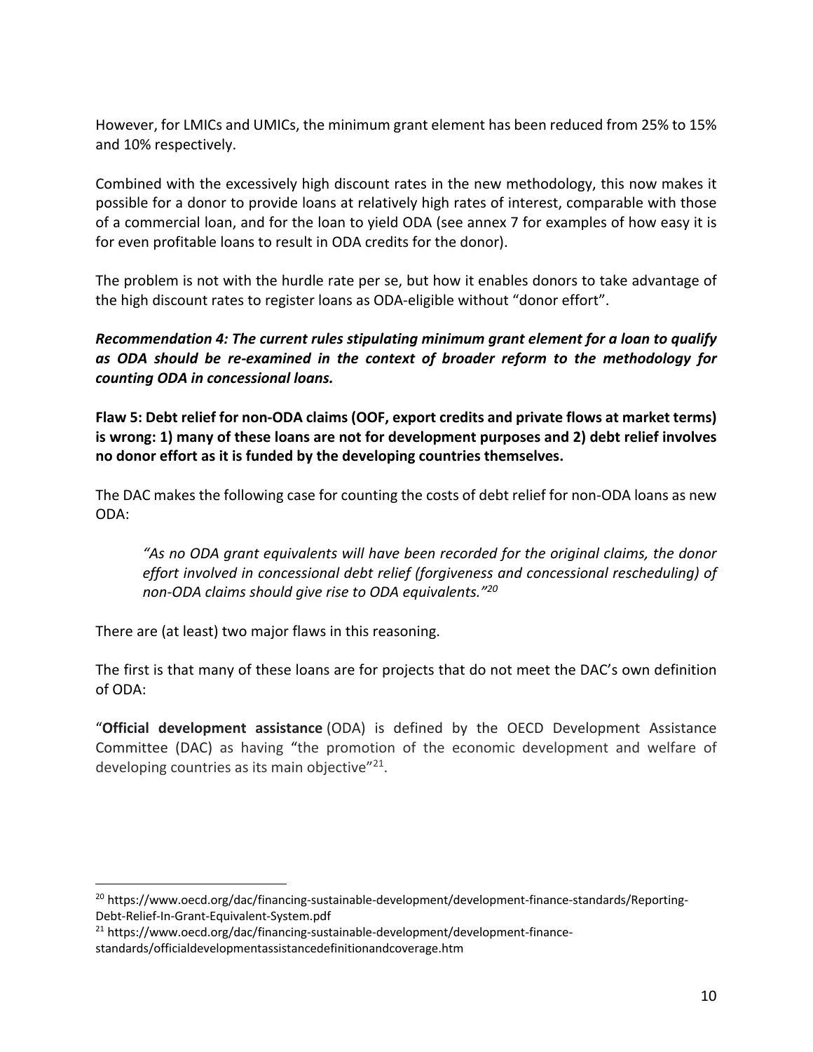However, for LMICs and UMICs, the minimum grant element has been reduced from 25% to 15% and 10% respectively.

Combined with the excessively high discount rates in the new methodology, this now makes it possible for a donor to provide loans at relatively high rates of interest, comparable with those of a commercial loan, and for the loan to yield ODA (see annex 7 for examples of how easy it is for even profitable loans to result in ODA credits for the donor).

The problem is not with the hurdle rate per se, but how it enables donors to take advantage of the high discount rates to register loans as ODA-eligible without "donor effort".

***Recommendation 4: The current rules stipulating minimum grant element for a loan to qualify as ODA should be re-examined in the context of broader reform to the methodology for counting ODA in concessional loans.***

**Flaw 5: Debt relief for non-ODA claims (OOF, export credits and private flows at market terms) is wrong: 1) many of these loans are not for development purposes and 2) debt relief involves no donor effort as it is funded by the developing countries themselves.**

The DAC makes the following case for counting the costs of debt relief for non-ODA loans as new ODA:

> *"As no ODA grant equivalents will have been recorded for the original claims, the donor effort involved in concessional debt relief (forgiveness and concessional rescheduling) of non-ODA claims should give rise to ODA equivalents."*[20]

There are (at least) two major flaws in this reasoning.

The first is that many of these loans are for projects that do not meet the DAC's own definition of ODA:

"**Official development assistance** (ODA) is defined by the OECD Development Assistance Committee (DAC) as having "the promotion of the economic development and welfare of developing countries as its main objective"[21].

---

[20] https://www.oecd.org/dac/financing-sustainable-development/development-finance-standards/Reporting-Debt-Relief-In-Grant-Equivalent-System.pdf

[21] https://www.oecd.org/dac/financing-sustainable-development/development-finance-standards/officialdevelopmentassistancedefinitionandcoverage.htm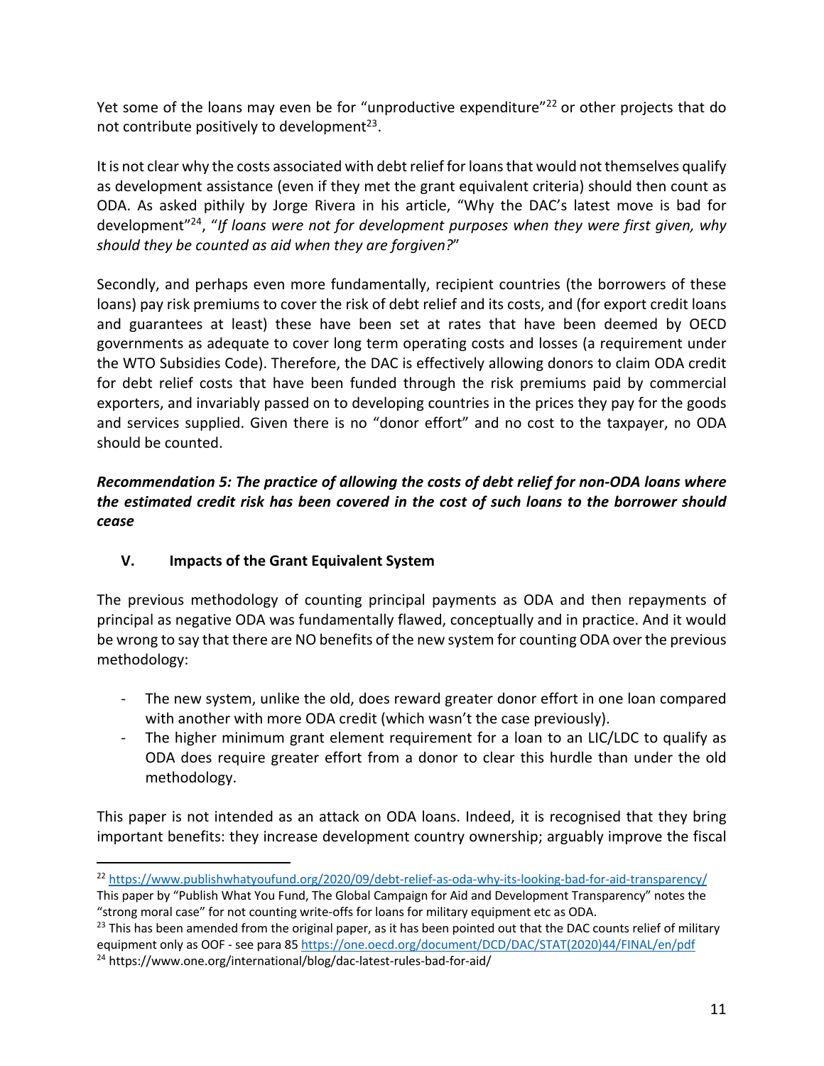Yet some of the loans may even be for "unproductive expenditure"[22] or other projects that do not contribute positively to development[23].

It is not clear why the costs associated with debt relief for loans that would not themselves qualify as development assistance (even if they met the grant equivalent criteria) should then count as ODA. As asked pithily by Jorge Rivera in his article, "Why the DAC's latest move is bad for development"[24], "*If loans were not for development purposes when they were first given, why should they be counted as aid when they are forgiven?*"

Secondly, and perhaps even more fundamentally, recipient countries (the borrowers of these loans) pay risk premiums to cover the risk of debt relief and its costs, and (for export credit loans and guarantees at least) these have been set at rates that have been deemed by OECD governments as adequate to cover long term operating costs and losses (a requirement under the WTO Subsidies Code). Therefore, the DAC is effectively allowing donors to claim ODA credit for debt relief costs that have been funded through the risk premiums paid by commercial exporters, and invariably passed on to developing countries in the prices they pay for the goods and services supplied. Given there is no "donor effort" and no cost to the taxpayer, no ODA should be counted.

***Recommendation 5: The practice of allowing the costs of debt relief for non-ODA loans where the estimated credit risk has been covered in the cost of such loans to the borrower should cease***

## V. Impacts of the Grant Equivalent System

The previous methodology of counting principal payments as ODA and then repayments of principal as negative ODA was fundamentally flawed, conceptually and in practice. And it would be wrong to say that there are NO benefits of the new system for counting ODA over the previous methodology:

- The new system, unlike the old, does reward greater donor effort in one loan compared with another with more ODA credit (which wasn't the case previously).
- The higher minimum grant element requirement for a loan to an LIC/LDC to qualify as ODA does require greater effort from a donor to clear this hurdle than under the old methodology.

This paper is not intended as an attack on ODA loans. Indeed, it is recognised that they bring important benefits: they increase development country ownership; arguably improve the fiscal

[22] https://www.publishwhatyoufund.org/2020/09/debt-relief-as-oda-why-its-looking-bad-for-aid-transparency/ This paper by "Publish What You Fund, The Global Campaign for Aid and Development Transparency" notes the "strong moral case" for not counting write-offs for loans for military equipment etc as ODA.

[23] This has been amended from the original paper, as it has been pointed out that the DAC counts relief of military equipment only as OOF - see para 85 https://one.oecd.org/document/DCD/DAC/STAT(2020)44/FINAL/en/pdf

[24] https://www.one.org/international/blog/dac-latest-rules-bad-for-aid/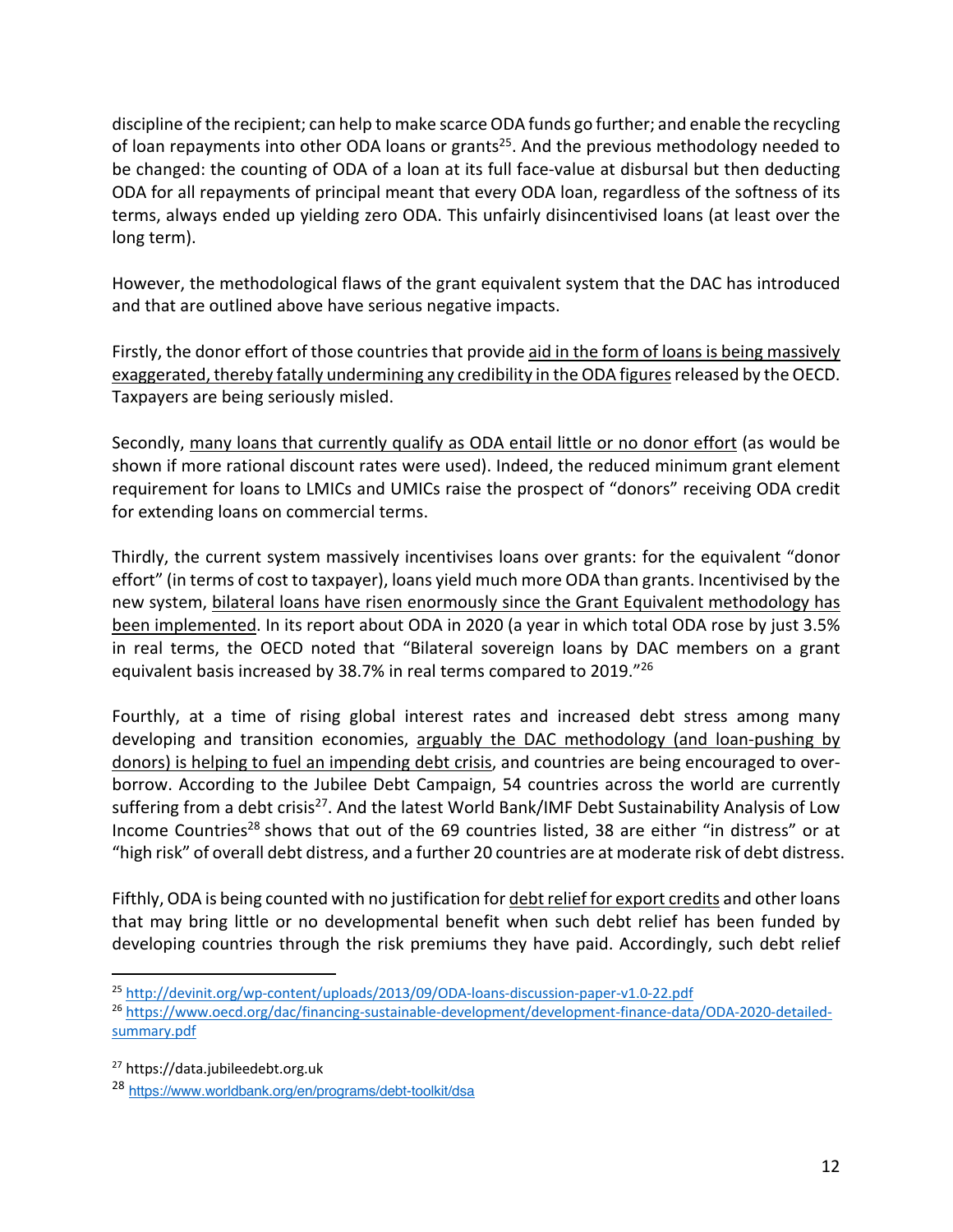discipline of the recipient; can help to make scarce ODA funds go further; and enable the recycling of loan repayments into other ODA loans or grants[25]. And the previous methodology needed to be changed: the counting of ODA of a loan at its full face-value at disbursal but then deducting ODA for all repayments of principal meant that every ODA loan, regardless of the softness of its terms, always ended up yielding zero ODA. This unfairly disincentivised loans (at least over the long term).

However, the methodological flaws of the grant equivalent system that the DAC has introduced and that are outlined above have serious negative impacts.

Firstly, the donor effort of those countries that provide <u>aid in the form of loans is being massively exaggerated, thereby fatally undermining any credibility in the ODA figures</u> released by the OECD. Taxpayers are being seriously misled.

Secondly, <u>many loans that currently qualify as ODA entail little or no donor effort</u> (as would be shown if more rational discount rates were used). Indeed, the reduced minimum grant element requirement for loans to LMICs and UMICs raise the prospect of "donors" receiving ODA credit for extending loans on commercial terms.

Thirdly, the current system massively incentivises loans over grants: for the equivalent "donor effort" (in terms of cost to taxpayer), loans yield much more ODA than grants. Incentivised by the new system, <u>bilateral loans have risen enormously since the Grant Equivalent methodology has been implemented</u>. In its report about ODA in 2020 (a year in which total ODA rose by just 3.5% in real terms, the OECD noted that "Bilateral sovereign loans by DAC members on a grant equivalent basis increased by 38.7% in real terms compared to 2019."[26]

Fourthly, at a time of rising global interest rates and increased debt stress among many developing and transition economies, <u>arguably the DAC methodology (and loan-pushing by donors) is helping to fuel an impending debt crisis</u>, and countries are being encouraged to over-borrow. According to the Jubilee Debt Campaign, 54 countries across the world are currently suffering from a debt crisis[27]. And the latest World Bank/IMF Debt Sustainability Analysis of Low Income Countries[28] shows that out of the 69 countries listed, 38 are either "in distress" or at "high risk" of overall debt distress, and a further 20 countries are at moderate risk of debt distress.

Fifthly, ODA is being counted with no justification for <u>debt relief for export credits</u> and other loans that may bring little or no developmental benefit when such debt relief has been funded by developing countries through the risk premiums they have paid. Accordingly, such debt relief

---

[25] http://devinit.org/wp-content/uploads/2013/09/ODA-loans-discussion-paper-v1.0-22.pdf

[26] https://www.oecd.org/dac/financing-sustainable-development/development-finance-data/ODA-2020-detailed-summary.pdf

[27] https://data.jubileedebt.org.uk

[28] https://www.worldbank.org/en/programs/debt-toolkit/dsa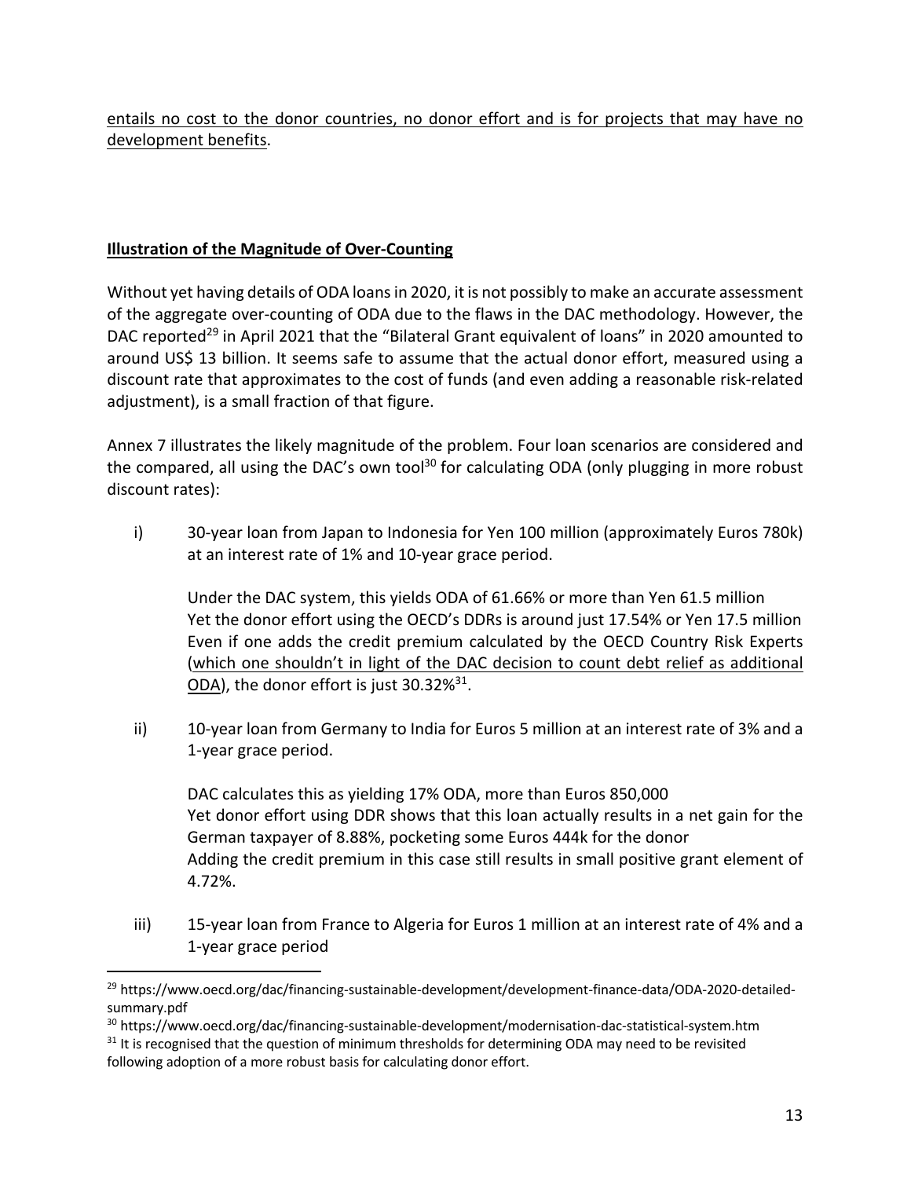entails no cost to the donor countries, no donor effort and is for projects that may have no development benefits.

## Illustration of the Magnitude of Over-Counting

Without yet having details of ODA loans in 2020, it is not possibly to make an accurate assessment of the aggregate over-counting of ODA due to the flaws in the DAC methodology. However, the DAC reported[29] in April 2021 that the "Bilateral Grant equivalent of loans" in 2020 amounted to around US$ 13 billion. It seems safe to assume that the actual donor effort, measured using a discount rate that approximates to the cost of funds (and even adding a reasonable risk-related adjustment), is a small fraction of that figure.

Annex 7 illustrates the likely magnitude of the problem. Four loan scenarios are considered and the compared, all using the DAC's own tool[30] for calculating ODA (only plugging in more robust discount rates):

i) 30-year loan from Japan to Indonesia for Yen 100 million (approximately Euros 780k) at an interest rate of 1% and 10-year grace period.

   Under the DAC system, this yields ODA of 61.66% or more than Yen 61.5 million
   Yet the donor effort using the OECD's DDRs is around just 17.54% or Yen 17.5 million
   Even if one adds the credit premium calculated by the OECD Country Risk Experts (which one shouldn't in light of the DAC decision to count debt relief as additional ODA), the donor effort is just 30.32%[31].

ii) 10-year loan from Germany to India for Euros 5 million at an interest rate of 3% and a 1-year grace period.

   DAC calculates this as yielding 17% ODA, more than Euros 850,000
   Yet donor effort using DDR shows that this loan actually results in a net gain for the German taxpayer of 8.88%, pocketing some Euros 444k for the donor
   Adding the credit premium in this case still results in small positive grant element of 4.72%.

iii) 15-year loan from France to Algeria for Euros 1 million at an interest rate of 4% and a 1-year grace period

---

[29] https://www.oecd.org/dac/financing-sustainable-development/development-finance-data/ODA-2020-detailed-summary.pdf

[30] https://www.oecd.org/dac/financing-sustainable-development/modernisation-dac-statistical-system.htm

[31] It is recognised that the question of minimum thresholds for determining ODA may need to be revisited following adoption of a more robust basis for calculating donor effort.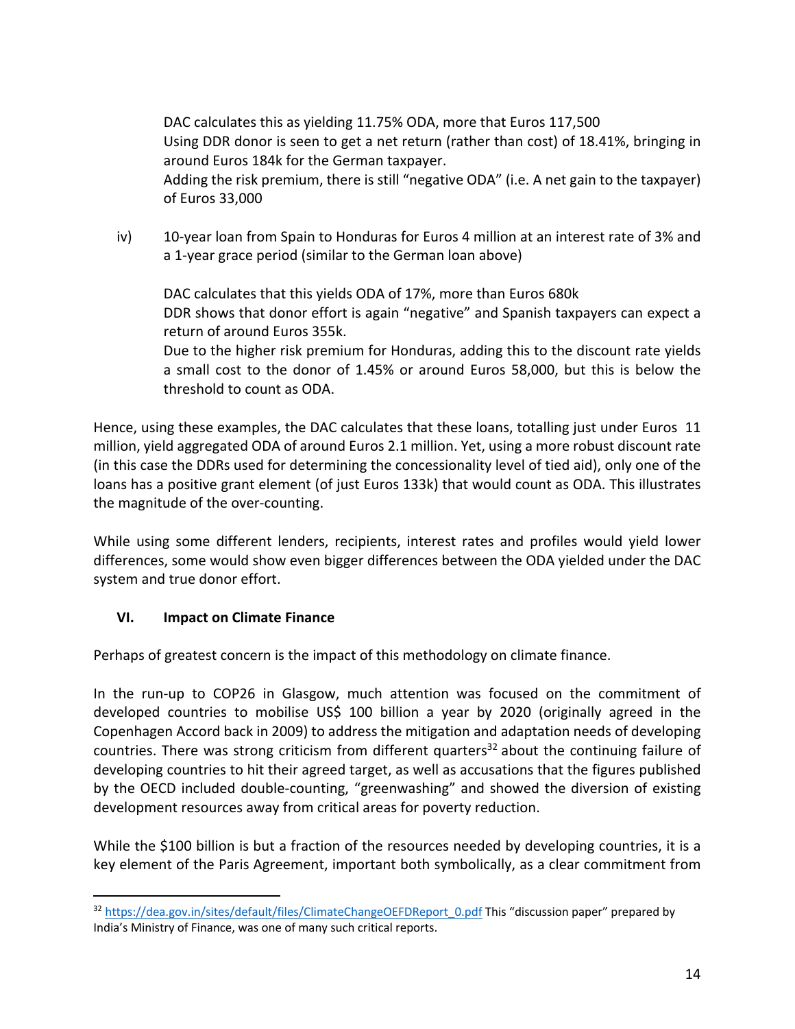DAC calculates this as yielding 11.75% ODA, more that Euros 117,500
Using DDR donor is seen to get a net return (rather than cost) of 18.41%, bringing in around Euros 184k for the German taxpayer.
Adding the risk premium, there is still "negative ODA" (i.e. A net gain to the taxpayer) of Euros 33,000

iv) 10-year loan from Spain to Honduras for Euros 4 million at an interest rate of 3% and a 1-year grace period (similar to the German loan above)

DAC calculates that this yields ODA of 17%, more than Euros 680k
DDR shows that donor effort is again "negative" and Spanish taxpayers can expect a return of around Euros 355k.
Due to the higher risk premium for Honduras, adding this to the discount rate yields a small cost to the donor of 1.45% or around Euros 58,000, but this is below the threshold to count as ODA.

Hence, using these examples, the DAC calculates that these loans, totalling just under Euros 11 million, yield aggregated ODA of around Euros 2.1 million. Yet, using a more robust discount rate (in this case the DDRs used for determining the concessionality level of tied aid), only one of the loans has a positive grant element (of just Euros 133k) that would count as ODA. This illustrates the magnitude of the over-counting.

While using some different lenders, recipients, interest rates and profiles would yield lower differences, some would show even bigger differences between the ODA yielded under the DAC system and true donor effort.

## VI. Impact on Climate Finance

Perhaps of greatest concern is the impact of this methodology on climate finance.

In the run-up to COP26 in Glasgow, much attention was focused on the commitment of developed countries to mobilise US$ 100 billion a year by 2020 (originally agreed in the Copenhagen Accord back in 2009) to address the mitigation and adaptation needs of developing countries. There was strong criticism from different quarters[32] about the continuing failure of developing countries to hit their agreed target, as well as accusations that the figures published by the OECD included double-counting, "greenwashing" and showed the diversion of existing development resources away from critical areas for poverty reduction.

While the $100 billion is but a fraction of the resources needed by developing countries, it is a key element of the Paris Agreement, important both symbolically, as a clear commitment from

---

[32] https://dea.gov.in/sites/default/files/ClimateChangeOEFDReport_0.pdf This "discussion paper" prepared by India's Ministry of Finance, was one of many such critical reports.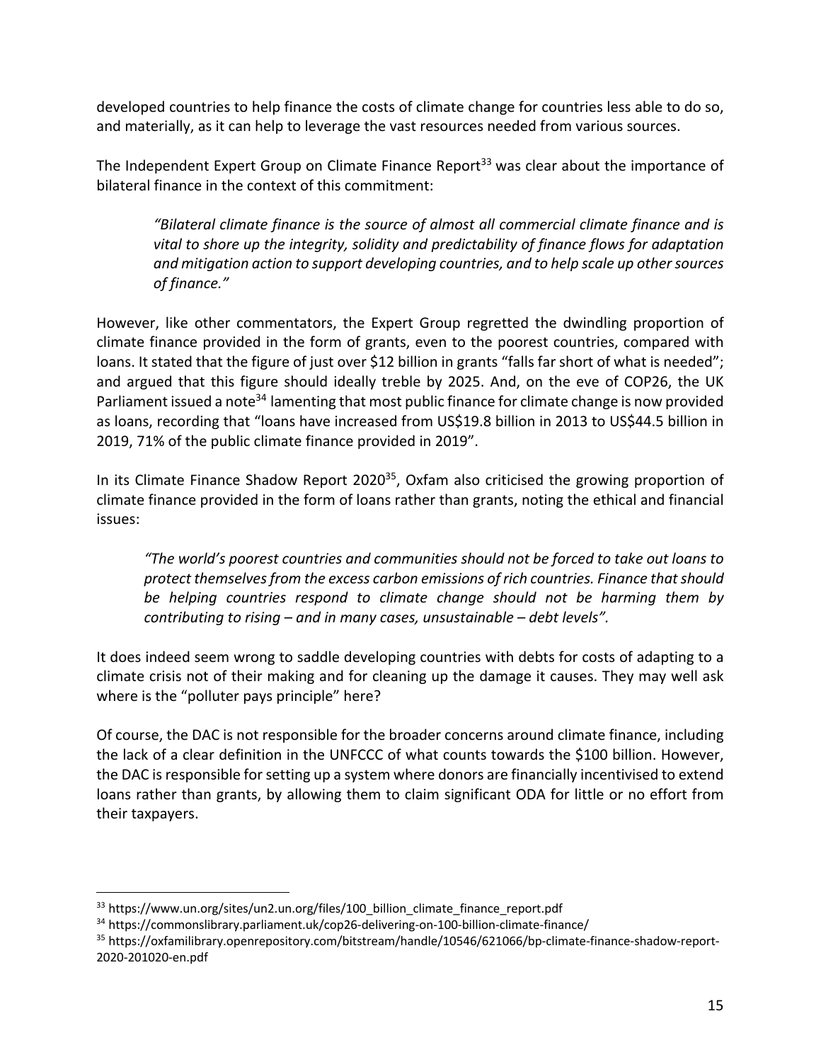developed countries to help finance the costs of climate change for countries less able to do so, and materially, as it can help to leverage the vast resources needed from various sources.

The Independent Expert Group on Climate Finance Report[33] was clear about the importance of bilateral finance in the context of this commitment:

> *"Bilateral climate finance is the source of almost all commercial climate finance and is vital to shore up the integrity, solidity and predictability of finance flows for adaptation and mitigation action to support developing countries, and to help scale up other sources of finance."*

However, like other commentators, the Expert Group regretted the dwindling proportion of climate finance provided in the form of grants, even to the poorest countries, compared with loans. It stated that the figure of just over $12 billion in grants "falls far short of what is needed"; and argued that this figure should ideally treble by 2025. And, on the eve of COP26, the UK Parliament issued a note[34] lamenting that most public finance for climate change is now provided as loans, recording that "loans have increased from US$19.8 billion in 2013 to US$44.5 billion in 2019, 71% of the public climate finance provided in 2019".

In its Climate Finance Shadow Report 2020[35], Oxfam also criticised the growing proportion of climate finance provided in the form of loans rather than grants, noting the ethical and financial issues:

> *"The world's poorest countries and communities should not be forced to take out loans to protect themselves from the excess carbon emissions of rich countries. Finance that should be helping countries respond to climate change should not be harming them by contributing to rising – and in many cases, unsustainable – debt levels".*

It does indeed seem wrong to saddle developing countries with debts for costs of adapting to a climate crisis not of their making and for cleaning up the damage it causes. They may well ask where is the "polluter pays principle" here?

Of course, the DAC is not responsible for the broader concerns around climate finance, including the lack of a clear definition in the UNFCCC of what counts towards the $100 billion. However, the DAC is responsible for setting up a system where donors are financially incentivised to extend loans rather than grants, by allowing them to claim significant ODA for little or no effort from their taxpayers.

---

[33] https://www.un.org/sites/un2.un.org/files/100_billion_climate_finance_report.pdf

[34] https://commonslibrary.parliament.uk/cop26-delivering-on-100-billion-climate-finance/

[35] https://oxfamilibrary.openrepository.com/bitstream/handle/10546/621066/bp-climate-finance-shadow-report-2020-201020-en.pdf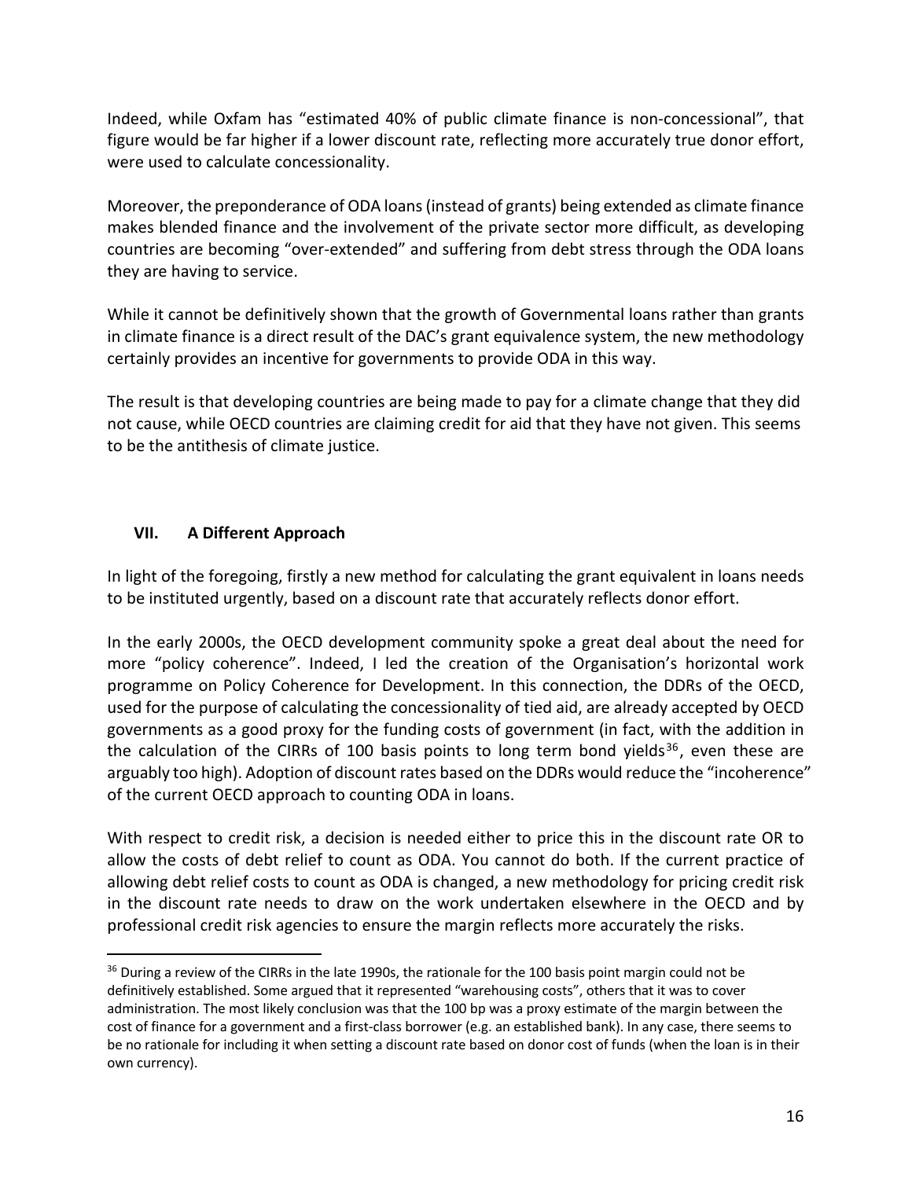Indeed, while Oxfam has "estimated 40% of public climate finance is non-concessional", that figure would be far higher if a lower discount rate, reflecting more accurately true donor effort, were used to calculate concessionality.

Moreover, the preponderance of ODA loans (instead of grants) being extended as climate finance makes blended finance and the involvement of the private sector more difficult, as developing countries are becoming "over-extended" and suffering from debt stress through the ODA loans they are having to service.

While it cannot be definitively shown that the growth of Governmental loans rather than grants in climate finance is a direct result of the DAC's grant equivalence system, the new methodology certainly provides an incentive for governments to provide ODA in this way.

The result is that developing countries are being made to pay for a climate change that they did not cause, while OECD countries are claiming credit for aid that they have not given. This seems to be the antithesis of climate justice.

## VII. A Different Approach

In light of the foregoing, firstly a new method for calculating the grant equivalent in loans needs to be instituted urgently, based on a discount rate that accurately reflects donor effort.

In the early 2000s, the OECD development community spoke a great deal about the need for more "policy coherence". Indeed, I led the creation of the Organisation's horizontal work programme on Policy Coherence for Development. In this connection, the DDRs of the OECD, used for the purpose of calculating the concessionality of tied aid, are already accepted by OECD governments as a good proxy for the funding costs of government (in fact, with the addition in the calculation of the CIRRs of 100 basis points to long term bond yields[36], even these are arguably too high). Adoption of discount rates based on the DDRs would reduce the "incoherence" of the current OECD approach to counting ODA in loans.

With respect to credit risk, a decision is needed either to price this in the discount rate OR to allow the costs of debt relief to count as ODA. You cannot do both. If the current practice of allowing debt relief costs to count as ODA is changed, a new methodology for pricing credit risk in the discount rate needs to draw on the work undertaken elsewhere in the OECD and by professional credit risk agencies to ensure the margin reflects more accurately the risks.

---

[36] During a review of the CIRRs in the late 1990s, the rationale for the 100 basis point margin could not be definitively established. Some argued that it represented "warehousing costs", others that it was to cover administration. The most likely conclusion was that the 100 bp was a proxy estimate of the margin between the cost of finance for a government and a first-class borrower (e.g. an established bank). In any case, there seems to be no rationale for including it when setting a discount rate based on donor cost of funds (when the loan is in their own currency).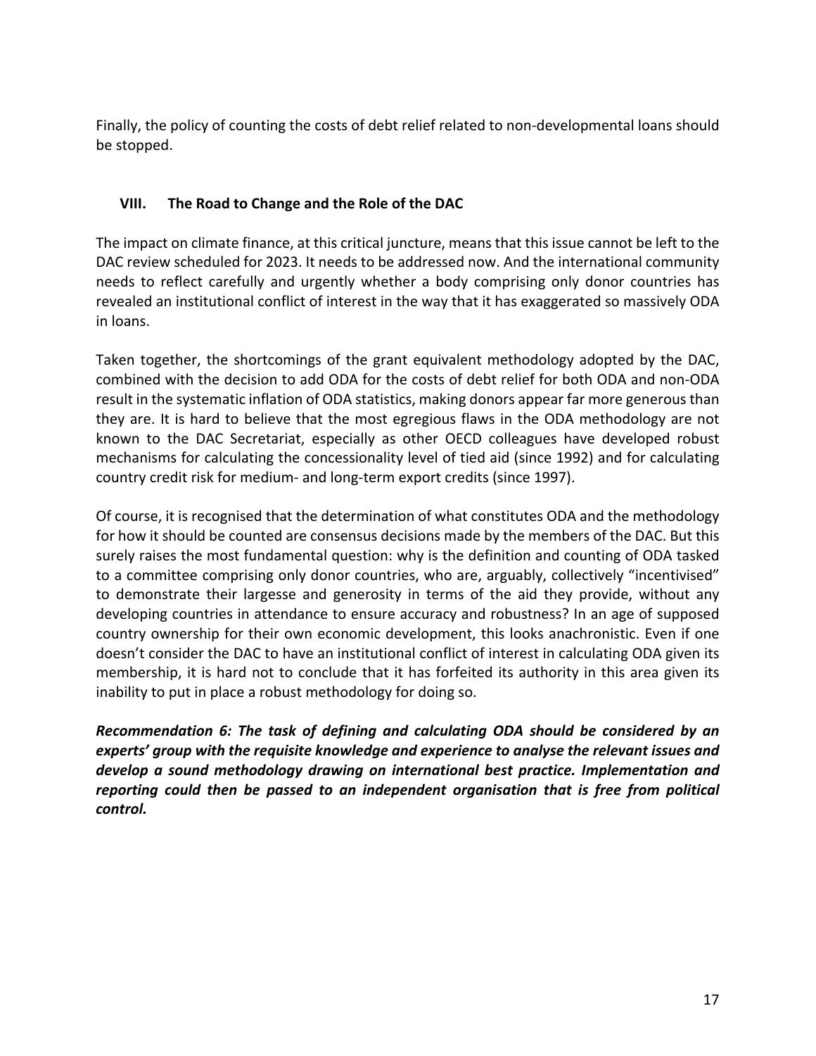Finally, the policy of counting the costs of debt relief related to non-developmental loans should be stopped.

## VIII. The Road to Change and the Role of the DAC

The impact on climate finance, at this critical juncture, means that this issue cannot be left to the DAC review scheduled for 2023. It needs to be addressed now. And the international community needs to reflect carefully and urgently whether a body comprising only donor countries has revealed an institutional conflict of interest in the way that it has exaggerated so massively ODA in loans.

Taken together, the shortcomings of the grant equivalent methodology adopted by the DAC, combined with the decision to add ODA for the costs of debt relief for both ODA and non-ODA result in the systematic inflation of ODA statistics, making donors appear far more generous than they are. It is hard to believe that the most egregious flaws in the ODA methodology are not known to the DAC Secretariat, especially as other OECD colleagues have developed robust mechanisms for calculating the concessionality level of tied aid (since 1992) and for calculating country credit risk for medium- and long-term export credits (since 1997).

Of course, it is recognised that the determination of what constitutes ODA and the methodology for how it should be counted are consensus decisions made by the members of the DAC. But this surely raises the most fundamental question: why is the definition and counting of ODA tasked to a committee comprising only donor countries, who are, arguably, collectively "incentivised" to demonstrate their largesse and generosity in terms of the aid they provide, without any developing countries in attendance to ensure accuracy and robustness? In an age of supposed country ownership for their own economic development, this looks anachronistic. Even if one doesn't consider the DAC to have an institutional conflict of interest in calculating ODA given its membership, it is hard not to conclude that it has forfeited its authority in this area given its inability to put in place a robust methodology for doing so.

***Recommendation 6: The task of defining and calculating ODA should be considered by an experts' group with the requisite knowledge and experience to analyse the relevant issues and develop a sound methodology drawing on international best practice. Implementation and reporting could then be passed to an independent organisation that is free from political control.***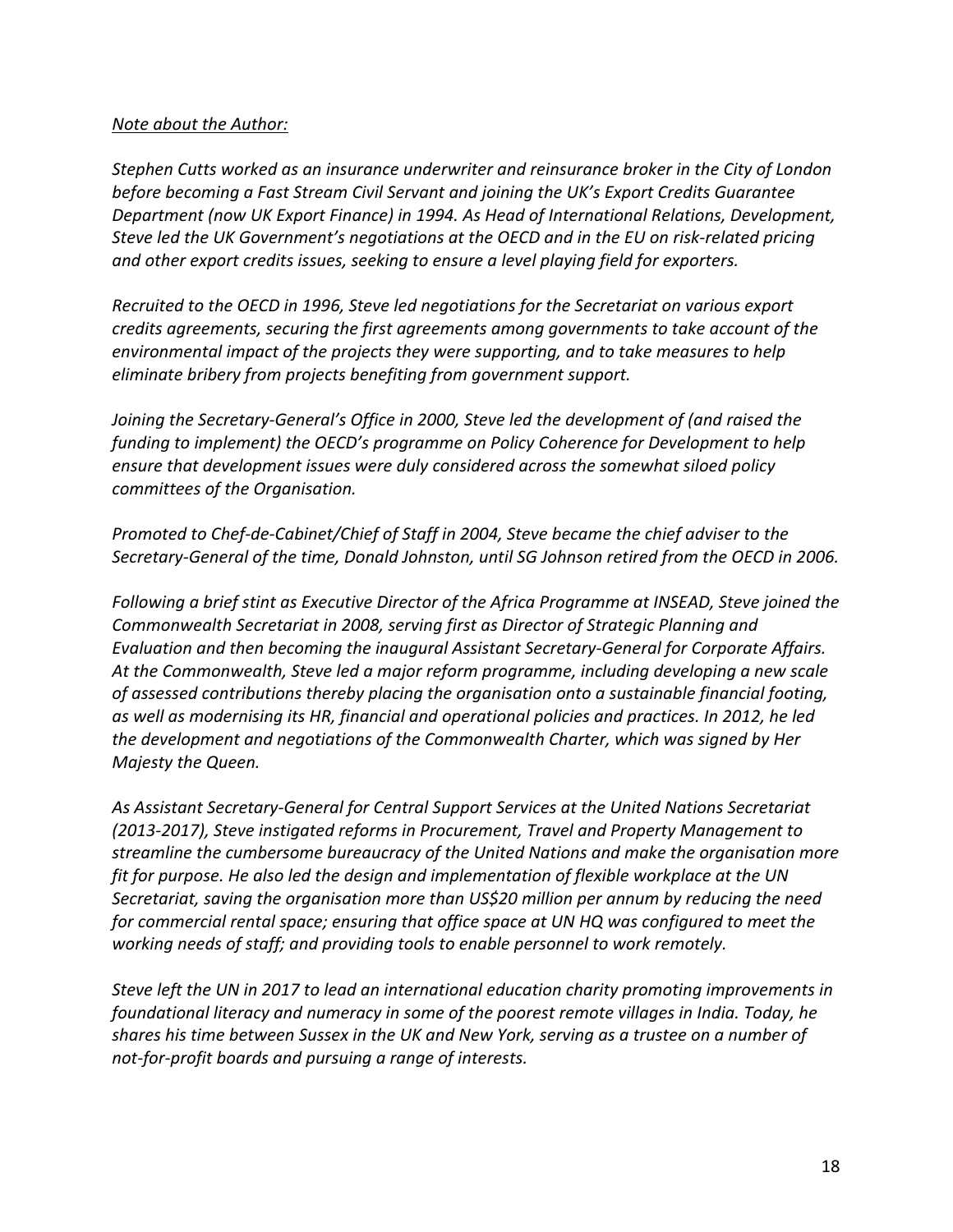*<u>Note about the Author:</u>*

*Stephen Cutts worked as an insurance underwriter and reinsurance broker in the City of London before becoming a Fast Stream Civil Servant and joining the UK's Export Credits Guarantee Department (now UK Export Finance) in 1994. As Head of International Relations, Development, Steve led the UK Government's negotiations at the OECD and in the EU on risk-related pricing and other export credits issues, seeking to ensure a level playing field for exporters.*

*Recruited to the OECD in 1996, Steve led negotiations for the Secretariat on various export credits agreements, securing the first agreements among governments to take account of the environmental impact of the projects they were supporting, and to take measures to help eliminate bribery from projects benefiting from government support.*

*Joining the Secretary-General's Office in 2000, Steve led the development of (and raised the funding to implement) the OECD's programme on Policy Coherence for Development to help ensure that development issues were duly considered across the somewhat siloed policy committees of the Organisation.*

*Promoted to Chef-de-Cabinet/Chief of Staff in 2004, Steve became the chief adviser to the Secretary-General of the time, Donald Johnston, until SG Johnson retired from the OECD in 2006.*

*Following a brief stint as Executive Director of the Africa Programme at INSEAD, Steve joined the Commonwealth Secretariat in 2008, serving first as Director of Strategic Planning and Evaluation and then becoming the inaugural Assistant Secretary-General for Corporate Affairs. At the Commonwealth, Steve led a major reform programme, including developing a new scale of assessed contributions thereby placing the organisation onto a sustainable financial footing, as well as modernising its HR, financial and operational policies and practices. In 2012, he led the development and negotiations of the Commonwealth Charter, which was signed by Her Majesty the Queen.*

*As Assistant Secretary-General for Central Support Services at the United Nations Secretariat (2013-2017), Steve instigated reforms in Procurement, Travel and Property Management to streamline the cumbersome bureaucracy of the United Nations and make the organisation more fit for purpose. He also led the design and implementation of flexible workplace at the UN Secretariat, saving the organisation more than US$20 million per annum by reducing the need for commercial rental space; ensuring that office space at UN HQ was configured to meet the working needs of staff; and providing tools to enable personnel to work remotely.*

*Steve left the UN in 2017 to lead an international education charity promoting improvements in foundational literacy and numeracy in some of the poorest remote villages in India. Today, he shares his time between Sussex in the UK and New York, serving as a trustee on a number of not-for-profit boards and pursuing a range of interests.*